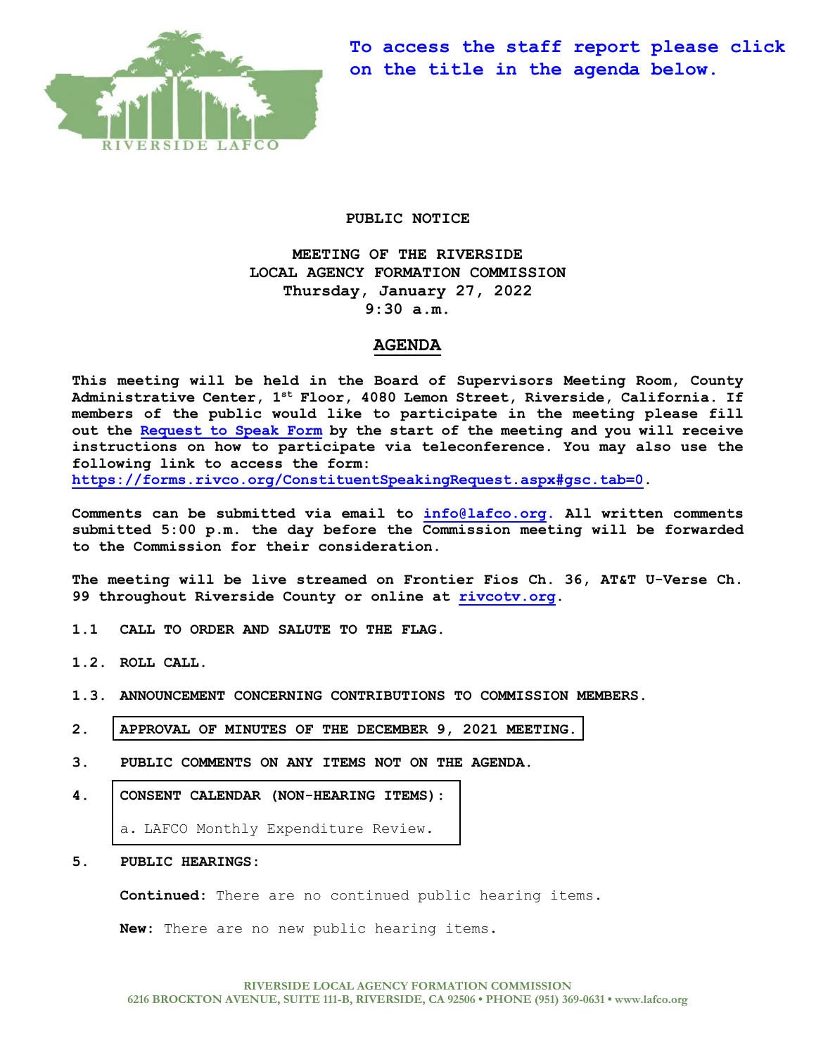**To access the staff report please click on the title in the agenda below.**

**PUBLIC NOTICE**

**MEETING OF THE RIVERSIDE LOCAL AGENCY FORMATION COMMISSION**
**Thursday, January 27, 2022**
**9:30 a.m.**

## AGENDA

**This meeting will be held in the Board of Supervisors Meeting Room, County Administrative Center, 1st Floor, 4080 Lemon Street, Riverside, California. If members of the public would like to participate in the meeting please fill out the Request to Speak Form by the start of the meeting and you will receive instructions on how to participate via teleconference. You may also use the following link to access the form: https://forms.rivco.org/ConstituentSpeakingRequest.aspx#gsc.tab=0.**

**Comments can be submitted via email to info@lafco.org. All written comments submitted 5:00 p.m. the day before the Commission meeting will be forwarded to the Commission for their consideration.**

**The meeting will be live streamed on Frontier Fios Ch. 36, AT&T U-Verse Ch. 99 throughout Riverside County or online at rivcotv.org.**

**1.1 CALL TO ORDER AND SALUTE TO THE FLAG.**

**1.2. ROLL CALL.**

**1.3. ANNOUNCEMENT CONCERNING CONTRIBUTIONS TO COMMISSION MEMBERS.**

**2. APPROVAL OF MINUTES OF THE DECEMBER 9, 2021 MEETING.**

**3. PUBLIC COMMENTS ON ANY ITEMS NOT ON THE AGENDA.**

**4. CONSENT CALENDAR (NON-HEARING ITEMS):**

a. LAFCO Monthly Expenditure Review.

**5. PUBLIC HEARINGS:**

**Continued:** There are no continued public hearing items.

**New:** There are no new public hearing items.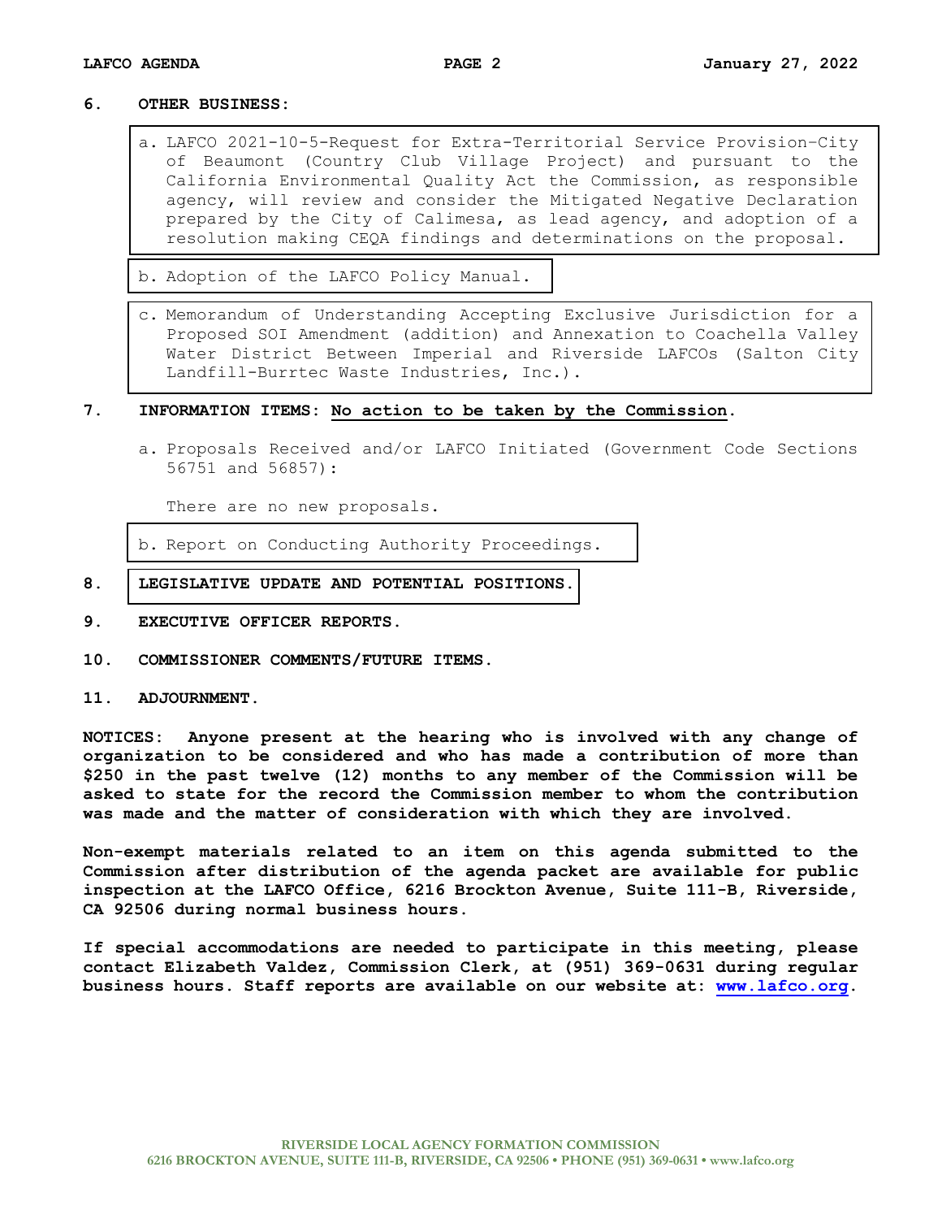**6. OTHER BUSINESS:**

a. LAFCO 2021-10-5-Request for Extra-Territorial Service Provision-City of Beaumont (Country Club Village Project) and pursuant to the California Environmental Quality Act the Commission, as responsible agency, will review and consider the Mitigated Negative Declaration prepared by the City of Calimesa, as lead agency, and adoption of a resolution making CEQA findings and determinations on the proposal.

b. Adoption of the LAFCO Policy Manual.

c. Memorandum of Understanding Accepting Exclusive Jurisdiction for a Proposed SOI Amendment (addition) and Annexation to Coachella Valley Water District Between Imperial and Riverside LAFCOs (Salton City Landfill-Burrtec Waste Industries, Inc.).

**7. INFORMATION ITEMS: No action to be taken by the Commission.**

a. Proposals Received and/or LAFCO Initiated (Government Code Sections 56751 and 56857):

There are no new proposals.

b. Report on Conducting Authority Proceedings.

**8. LEGISLATIVE UPDATE AND POTENTIAL POSITIONS.**

**9. EXECUTIVE OFFICER REPORTS.**

**10. COMMISSIONER COMMENTS/FUTURE ITEMS.**

**11. ADJOURNMENT.**

**NOTICES: Anyone present at the hearing who is involved with any change of organization to be considered and who has made a contribution of more than $250 in the past twelve (12) months to any member of the Commission will be asked to state for the record the Commission member to whom the contribution was made and the matter of consideration with which they are involved.**

**Non-exempt materials related to an item on this agenda submitted to the Commission after distribution of the agenda packet are available for public inspection at the LAFCO Office, 6216 Brockton Avenue, Suite 111-B, Riverside, CA 92506 during normal business hours.**

**If special accommodations are needed to participate in this meeting, please contact Elizabeth Valdez, Commission Clerk, at (951) 369-0631 during regular business hours. Staff reports are available on our website at: www.lafco.org.**